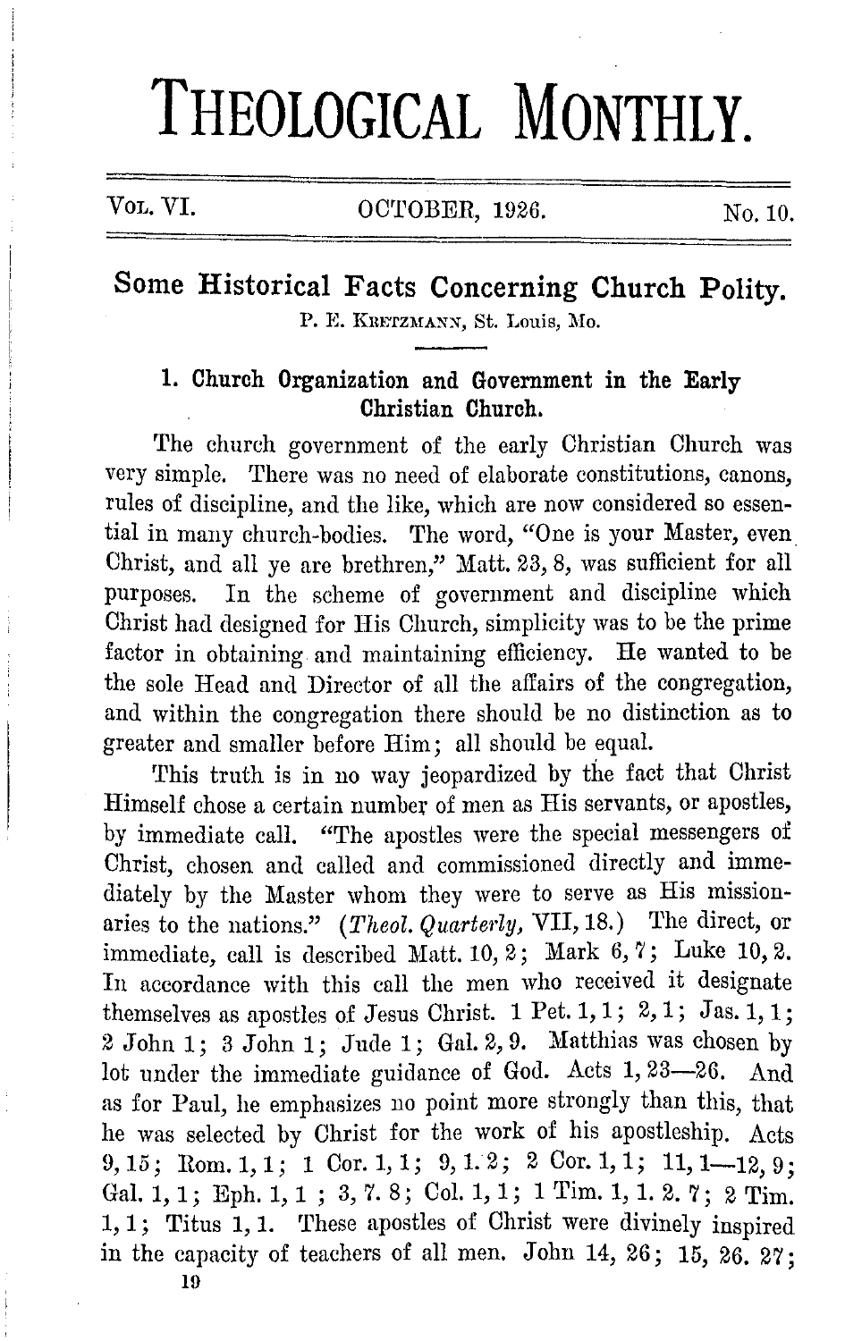# THEOLOGICAL MONTHLY.

Vol. VI. OCTOBER, 1926. No. 10.

## Some Historical Facts Concerning Church Polity.

P. E. KRETZMANN, St. Louis, Mo.

### 1. Church Organization and Government in the Early Christian Church.

The church government of the early Christian Church was very simple. There was no need of elaborate constitutions, canons, rules of discipline, and the like, which are now considered so essential in many church-bodies. The word, "One is your Master, even Christ, and all ye are brethren," Matt. 23, 8, was sufficient for all purposes. In the scheme of government and discipline which Christ had designed for His Church, simplicity was to be the prime factor in obtaining and maintaining efficiency. He wanted to be the sole Head and Director of all the affairs of the congregation, and within the congregation there should be no distinction as to greater and smaller before Him; all should be equal.

This truth is in no way jeopardized by the fact that Christ Himself chose a certain number of men as His servants, or apostles, by immediate call. "The apostles were the special messengers of Christ, chosen and called and commissioned directly and immediately by the Master whom they were to serve as His missionaries to the nations." (*Theol. Quarterly,* VII, 18.) The direct, or immediate, call is described Matt. 10, 2; Mark 6, 7; Luke 10, 2. In accordance with this call the men who received it designate themselves as apostles of Jesus Christ. 1 Pet. 1, 1; 2, 1; Jas. 1, 1; 2 John 1; 3 John 1; Jude 1; Gal. 2, 9. Matthias was chosen by lot under the immediate guidance of God. Acts 1, 23—26. And as for Paul, he emphasizes no point more strongly than this, that he was selected by Christ for the work of his apostleship. Acts 9, 15; Rom. 1, 1; 1 Cor. 1, 1; 9, 1. 2; 2 Cor. 1, 1; 11, 1—12, 9; Gal. 1, 1; Eph. 1, 1; 3, 7. 8; Col. 1, 1; 1 Tim. 1, 1. 2. 7; 2 Tim. 1, 1; Titus 1, 1. These apostles of Christ were divinely inspired in the capacity of teachers of all men. John 14, 26; 15, 26. 27;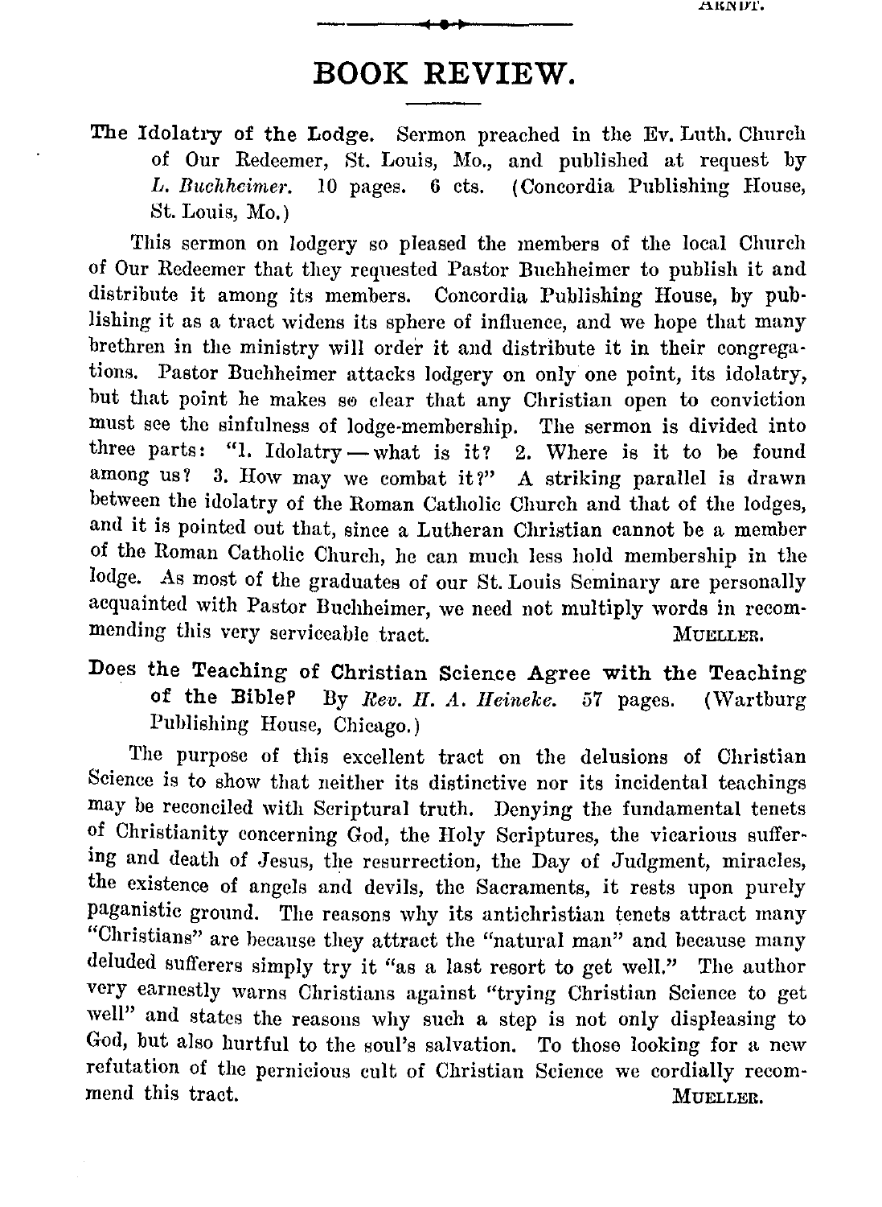# BOOK REVIEW.

**The Idolatry of the Lodge.** Sermon preached in the Ev. Luth. Church of Our Redeemer, St. Louis, Mo., and published at request by *L. Buchheimer.* 10 pages. 6 cts. (Concordia Publishing House, St. Louis, Mo.)

This sermon on lodgery so pleased the members of the local Church of Our Redeemer that they requested Pastor Buchheimer to publish it and distribute it among its members. Concordia Publishing House, by publishing it as a tract widens its sphere of influence, and we hope that many brethren in the ministry will order it and distribute it in their congregations. Pastor Buchheimer attacks lodgery on only one point, its idolatry, but that point he makes so clear that any Christian open to conviction must see the sinfulness of lodge-membership. The sermon is divided into three parts: "1. Idolatry — what is it? 2. Where is it to be found among us? 3. How may we combat it?" A striking parallel is drawn between the idolatry of the Roman Catholic Church and that of the lodges, and it is pointed out that, since a Lutheran Christian cannot be a member of the Roman Catholic Church, he can much less hold membership in the lodge. As most of the graduates of our St. Louis Seminary are personally acquainted with Pastor Buchheimer, we need not multiply words in recommending this very serviceable tract.

MUELLER.

**Does the Teaching of Christian Science Agree with the Teaching of the Bible?** By *Rev. H. A. Heineke.* 57 pages. (Wartburg Publishing House, Chicago.)

The purpose of this excellent tract on the delusions of Christian Science is to show that neither its distinctive nor its incidental teachings may be reconciled with Scriptural truth. Denying the fundamental tenets of Christianity concerning God, the Holy Scriptures, the vicarious suffering and death of Jesus, the resurrection, the Day of Judgment, miracles, the existence of angels and devils, the Sacraments, it rests upon purely paganistic ground. The reasons why its antichristian tenets attract many "Christians" are because they attract the "natural man" and because many deluded sufferers simply try it "as a last resort to get well." The author very earnestly warns Christians against "trying Christian Science to get well" and states the reasons why such a step is not only displeasing to God, but also hurtful to the soul's salvation. To those looking for a new refutation of the pernicious cult of Christian Science we cordially recommend this tract.

MUELLER.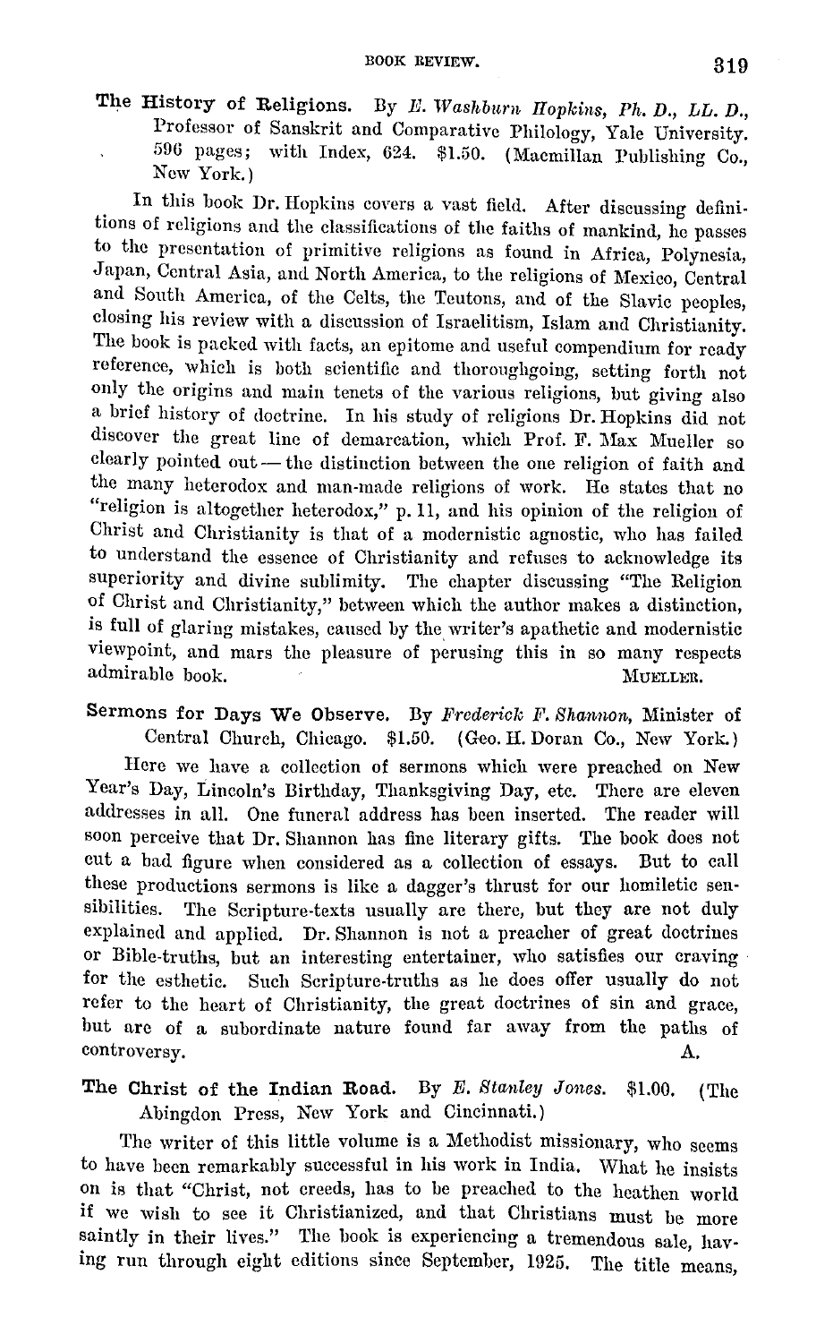**The History of Religions.** By *E. Washburn Hopkins, Ph. D., LL. D.*, Professor of Sanskrit and Comparative Philology, Yale University. 596 pages; with Index, 624. $1.50. (Macmillan Publishing Co., New York.)

In this book Dr. Hopkins covers a vast field. After discussing definitions of religions and the classifications of the faiths of mankind, he passes to the presentation of primitive religions as found in Africa, Polynesia, Japan, Central Asia, and North America, to the religions of Mexico, Central and South America, of the Celts, the Teutons, and of the Slavic peoples, closing his review with a discussion of Israelitism, Islam and Christianity. The book is packed with facts, an epitome and useful compendium for ready reference, which is both scientific and thoroughgoing, setting forth not only the origins and main tenets of the various religions, but giving also a brief history of doctrine. In his study of religions Dr. Hopkins did not discover the great line of demarcation, which Prof. F. Max Mueller so clearly pointed out — the distinction between the one religion of faith and the many heterodox and man-made religions of work. He states that no "religion is altogether heterodox," p. 11, and his opinion of the religion of Christ and Christianity is that of a modernistic agnostic, who has failed to understand the essence of Christianity and refuses to acknowledge its superiority and divine sublimity. The chapter discussing "The Religion of Christ and Christianity," between which the author makes a distinction, is full of glaring mistakes, caused by the writer's apathetic and modernistic viewpoint, and mars the pleasure of perusing this in so many respects admirable book.

MUELLER.

**Sermons for Days We Observe.** By *Frederick F. Shannon*, Minister of Central Church, Chicago. $1.50. (Geo. H. Doran Co., New York.)

Here we have a collection of sermons which were preached on New Year's Day, Lincoln's Birthday, Thanksgiving Day, etc. There are eleven addresses in all. One funeral address has been inserted. The reader will soon perceive that Dr. Shannon has fine literary gifts. The book does not cut a bad figure when considered as a collection of essays. But to call these productions sermons is like a dagger's thrust for our homiletic sensibilities. The Scripture-texts usually are there, but they are not duly explained and applied. Dr. Shannon is not a preacher of great doctrines or Bible-truths, but an interesting entertainer, who satisfies our craving for the esthetic. Such Scripture-truths as he does offer usually do not refer to the heart of Christianity, the great doctrines of sin and grace, but are of a subordinate nature found far away from the paths of controversy.

A.

**The Christ of the Indian Road.** By *E. Stanley Jones.* $1.00. (The Abingdon Press, New York and Cincinnati.)

The writer of this little volume is a Methodist missionary, who seems to have been remarkably successful in his work in India. What he insists on is that "Christ, not creeds, has to be preached to the heathen world if we wish to see it Christianized, and that Christians must be more saintly in their lives." The book is experiencing a tremendous sale, having run through eight editions since September, 1925. The title means,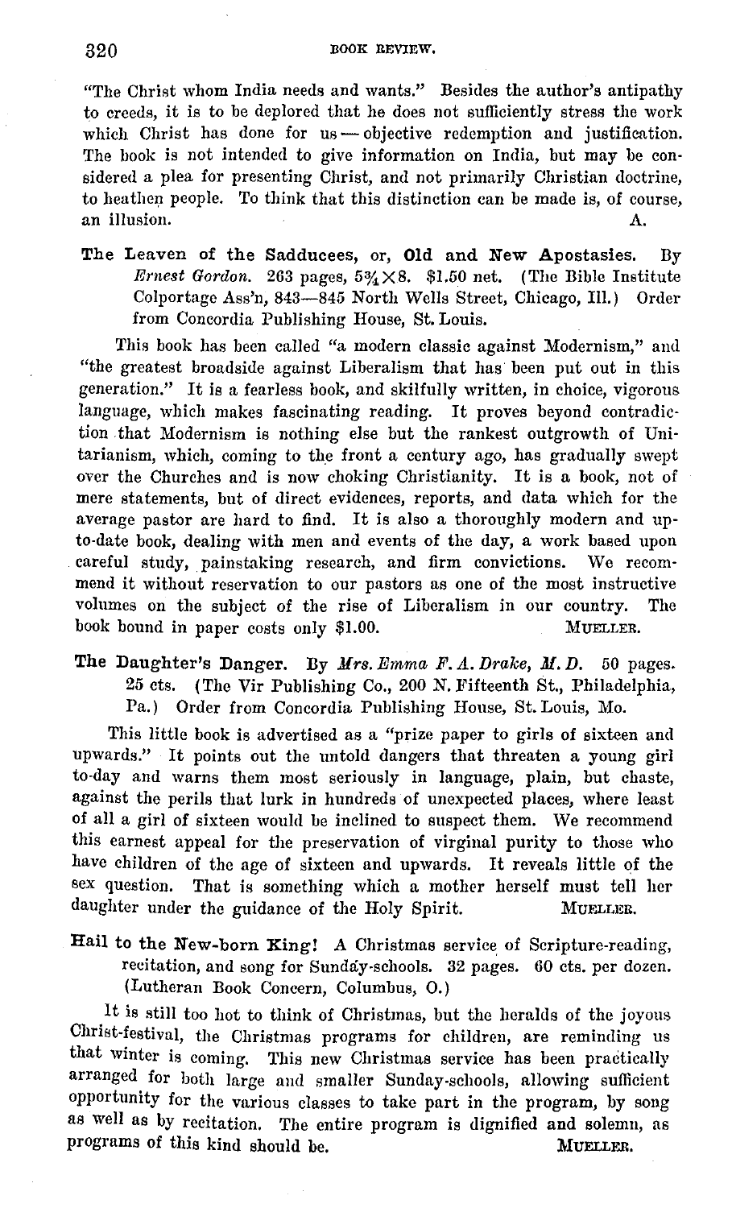"The Christ whom India needs and wants." Besides the author's antipathy to creeds, it is to be deplored that he does not sufficiently stress the work which Christ has done for us — objective redemption and justification. The book is not intended to give information on India, but may be considered a plea for presenting Christ, and not primarily Christian doctrine, to heathen people. To think that this distinction can be made is, of course, an illusion. A.

**The Leaven of the Sadducees, or, Old and New Apostasies.** By *Ernest Gordon.* 263 pages, $5\frac{3}{4} \times 8$. \$1.50 net. (The Bible Institute Colportage Ass'n, 843—845 North Wells Street, Chicago, Ill.) Order from Concordia Publishing House, St. Louis.

This book has been called "a modern classic against Modernism," and "the greatest broadside against Liberalism that has been put out in this generation." It is a fearless book, and skilfully written, in choice, vigorous language, which makes fascinating reading. It proves beyond contradiction that Modernism is nothing else but the rankest outgrowth of Unitarianism, which, coming to the front a century ago, has gradually swept over the Churches and is now choking Christianity. It is a book, not of mere statements, but of direct evidences, reports, and data which for the average pastor are hard to find. It is also a thoroughly modern and up-to-date book, dealing with men and events of the day, a work based upon careful study, painstaking research, and firm convictions. We recommend it without reservation to our pastors as one of the most instructive volumes on the subject of the rise of Liberalism in our country. The book bound in paper costs only \$1.00. MUELLER.

**The Daughter's Danger.** By *Mrs. Emma F. A. Drake, M. D.* 50 pages. 25 cts. (The Vir Publishing Co., 200 N. Fifteenth St., Philadelphia, Pa.) Order from Concordia Publishing House, St. Louis, Mo.

This little book is advertised as a "prize paper to girls of sixteen and upwards." It points out the untold dangers that threaten a young girl to-day and warns them most seriously in language, plain, but chaste, against the perils that lurk in hundreds of unexpected places, where least of all a girl of sixteen would be inclined to suspect them. We recommend this earnest appeal for the preservation of virginal purity to those who have children of the age of sixteen and upwards. It reveals little of the sex question. That is something which a mother herself must tell her daughter under the guidance of the Holy Spirit. MUELLER.

**Hail to the New-born King!** A Christmas service of Scripture-reading, recitation, and song for Sunday-schools. 32 pages. 60 cts. per dozen. (Lutheran Book Concern, Columbus, O.)

It is still too hot to think of Christmas, but the heralds of the joyous Christ-festival, the Christmas programs for children, are reminding us that winter is coming. This new Christmas service has been practically arranged for both large and smaller Sunday-schools, allowing sufficient opportunity for the various classes to take part in the program, by song as well as by recitation. The entire program is dignified and solemn, as programs of this kind should be. MUELLER.